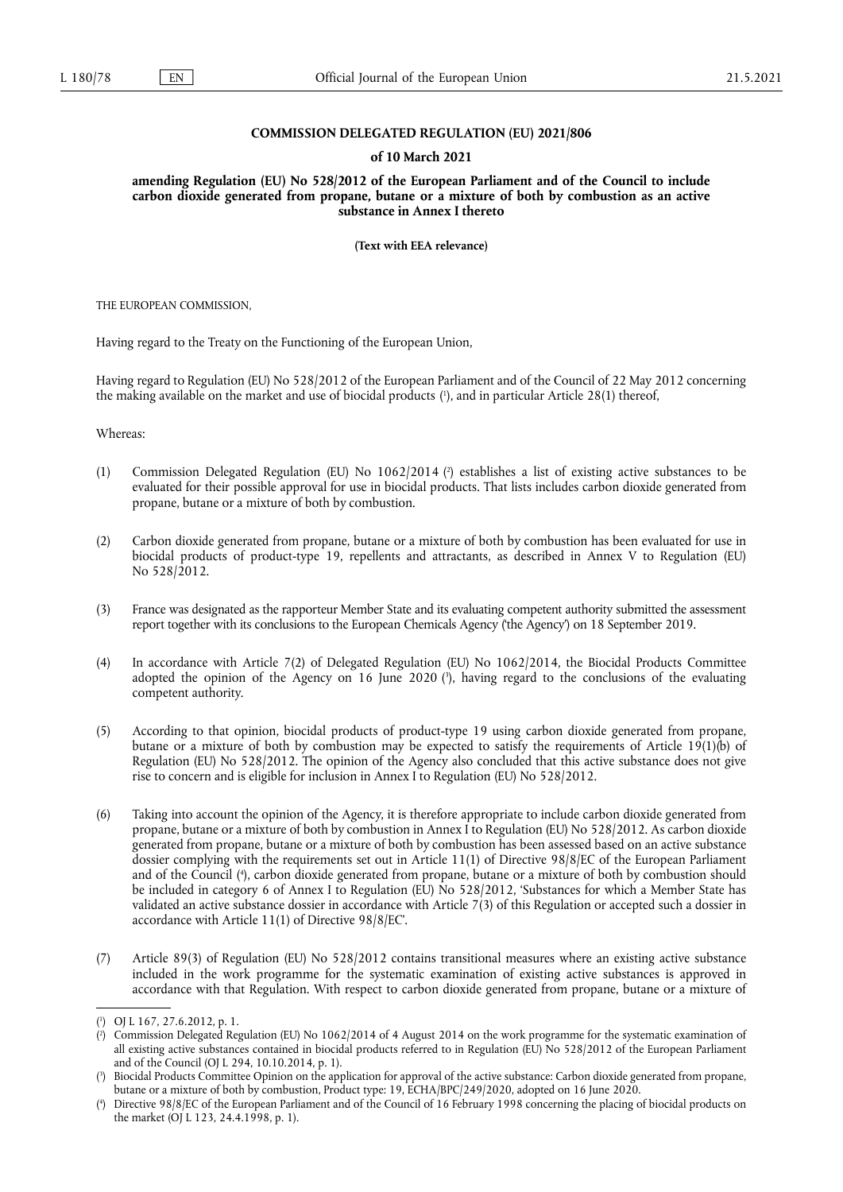**COMMISSION DELEGATED REGULATION (EU) 2021/806**

**of 10 March 2021**

**amending Regulation (EU) No 528/2012 of the European Parliament and of the Council to include carbon dioxide generated from propane, butane or a mixture of both by combustion as an active substance in Annex I thereto**

**(Text with EEA relevance)**

THE EUROPEAN COMMISSION,

Having regard to the Treaty on the Functioning of the European Union,

Having regard to Regulation (EU) No 528/2012 of the European Parliament and of the Council of 22 May 2012 concerning the making available on the market and use of biocidal products ([1]), and in particular Article 28(1) thereof,

Whereas:

(1) Commission Delegated Regulation (EU) No 1062/2014 ([2]) establishes a list of existing active substances to be evaluated for their possible approval for use in biocidal products. That lists includes carbon dioxide generated from propane, butane or a mixture of both by combustion.

(2) Carbon dioxide generated from propane, butane or a mixture of both by combustion has been evaluated for use in biocidal products of product-type 19, repellents and attractants, as described in Annex V to Regulation (EU) No 528/2012.

(3) France was designated as the rapporteur Member State and its evaluating competent authority submitted the assessment report together with its conclusions to the European Chemicals Agency ('the Agency') on 18 September 2019.

(4) In accordance with Article 7(2) of Delegated Regulation (EU) No 1062/2014, the Biocidal Products Committee adopted the opinion of the Agency on 16 June 2020 ([3]), having regard to the conclusions of the evaluating competent authority.

(5) According to that opinion, biocidal products of product-type 19 using carbon dioxide generated from propane, butane or a mixture of both by combustion may be expected to satisfy the requirements of Article 19(1)(b) of Regulation (EU) No 528/2012. The opinion of the Agency also concluded that this active substance does not give rise to concern and is eligible for inclusion in Annex I to Regulation (EU) No 528/2012.

(6) Taking into account the opinion of the Agency, it is therefore appropriate to include carbon dioxide generated from propane, butane or a mixture of both by combustion in Annex I to Regulation (EU) No 528/2012. As carbon dioxide generated from propane, butane or a mixture of both by combustion has been assessed based on an active substance dossier complying with the requirements set out in Article 11(1) of Directive 98/8/EC of the European Parliament and of the Council ([4]), carbon dioxide generated from propane, butane or a mixture of both by combustion should be included in category 6 of Annex I to Regulation (EU) No 528/2012, 'Substances for which a Member State has validated an active substance dossier in accordance with Article 7(3) of this Regulation or accepted such a dossier in accordance with Article 11(1) of Directive 98/8/EC'.

(7) Article 89(3) of Regulation (EU) No 528/2012 contains transitional measures where an existing active substance included in the work programme for the systematic examination of existing active substances is approved in accordance with that Regulation. With respect to carbon dioxide generated from propane, butane or a mixture of

---

([1]) OJ L 167, 27.6.2012, p. 1.

([2]) Commission Delegated Regulation (EU) No 1062/2014 of 4 August 2014 on the work programme for the systematic examination of all existing active substances contained in biocidal products referred to in Regulation (EU) No 528/2012 of the European Parliament and of the Council (OJ L 294, 10.10.2014, p. 1).

([3]) Biocidal Products Committee Opinion on the application for approval of the active substance: Carbon dioxide generated from propane, butane or a mixture of both by combustion, Product type: 19, ECHA/BPC/249/2020, adopted on 16 June 2020.

([4]) Directive 98/8/EC of the European Parliament and of the Council of 16 February 1998 concerning the placing of biocidal products on the market (OJ L 123, 24.4.1998, p. 1).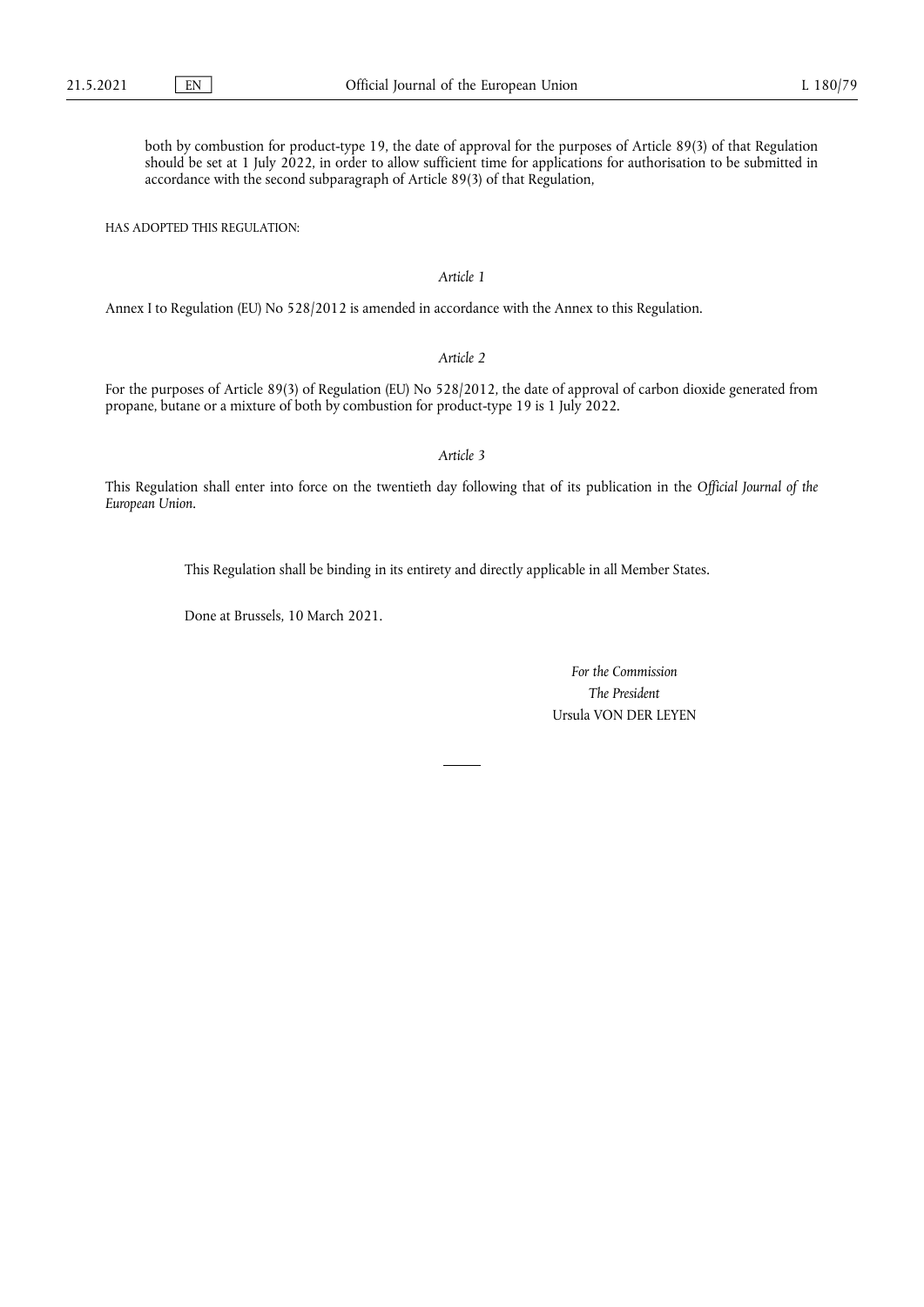both by combustion for product-type 19, the date of approval for the purposes of Article 89(3) of that Regulation should be set at 1 July 2022, in order to allow sufficient time for applications for authorisation to be submitted in accordance with the second subparagraph of Article 89(3) of that Regulation,

HAS ADOPTED THIS REGULATION:

*Article 1*

Annex I to Regulation (EU) No 528/2012 is amended in accordance with the Annex to this Regulation.

*Article 2*

For the purposes of Article 89(3) of Regulation (EU) No 528/2012, the date of approval of carbon dioxide generated from propane, butane or a mixture of both by combustion for product-type 19 is 1 July 2022.

*Article 3*

This Regulation shall enter into force on the twentieth day following that of its publication in the *Official Journal of the European Union*.

This Regulation shall be binding in its entirety and directly applicable in all Member States.

Done at Brussels, 10 March 2021.

*For the Commission*

*The President*

Ursula VON DER LEYEN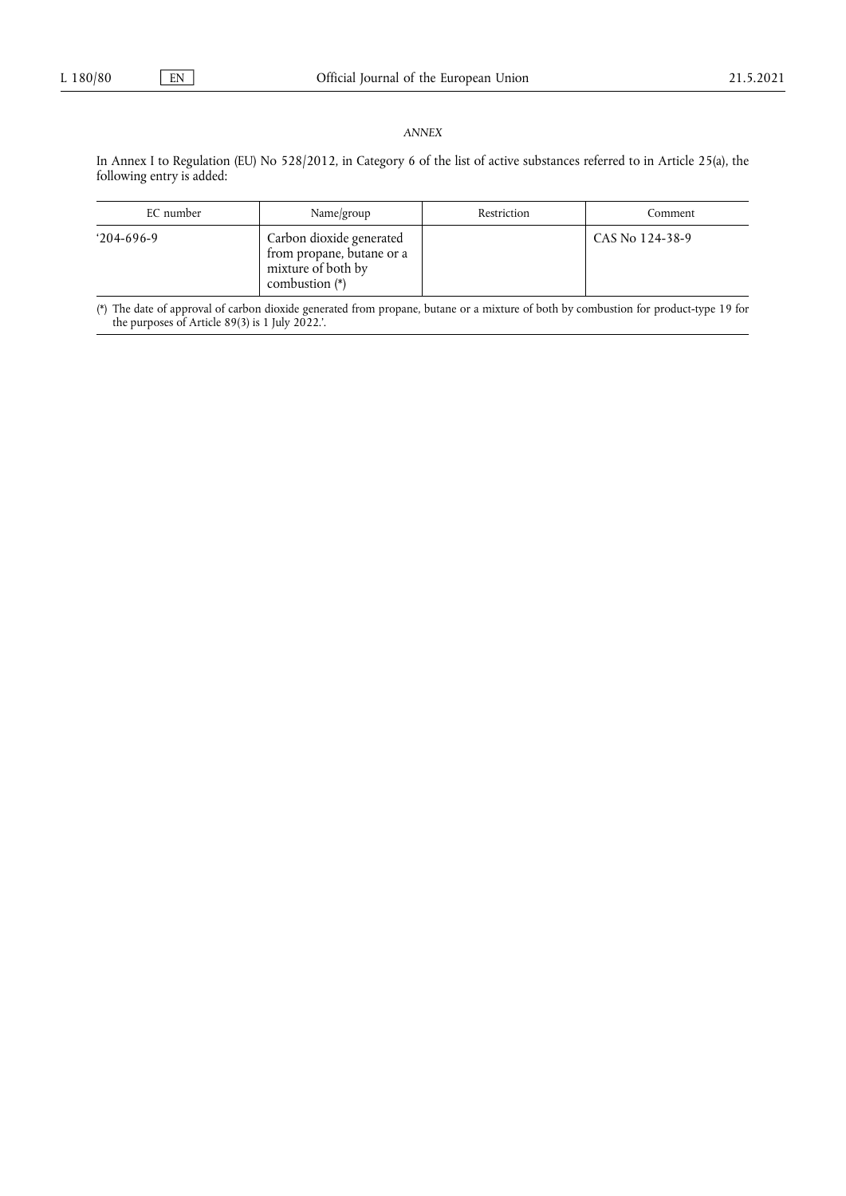*ANNEX*

In Annex I to Regulation (EU) No 528/2012, in Category 6 of the list of active substances referred to in Article 25(a), the following entry is added:

| EC number | Name/group | Restriction | Comment |
|---|---|---|---|
| '204-696-9 | Carbon dioxide generated from propane, butane or a mixture of both by combustion (*) | | CAS No 124-38-9 |

(*) The date of approval of carbon dioxide generated from propane, butane or a mixture of both by combustion for product-type 19 for the purposes of Article 89(3) is 1 July 2022.'.